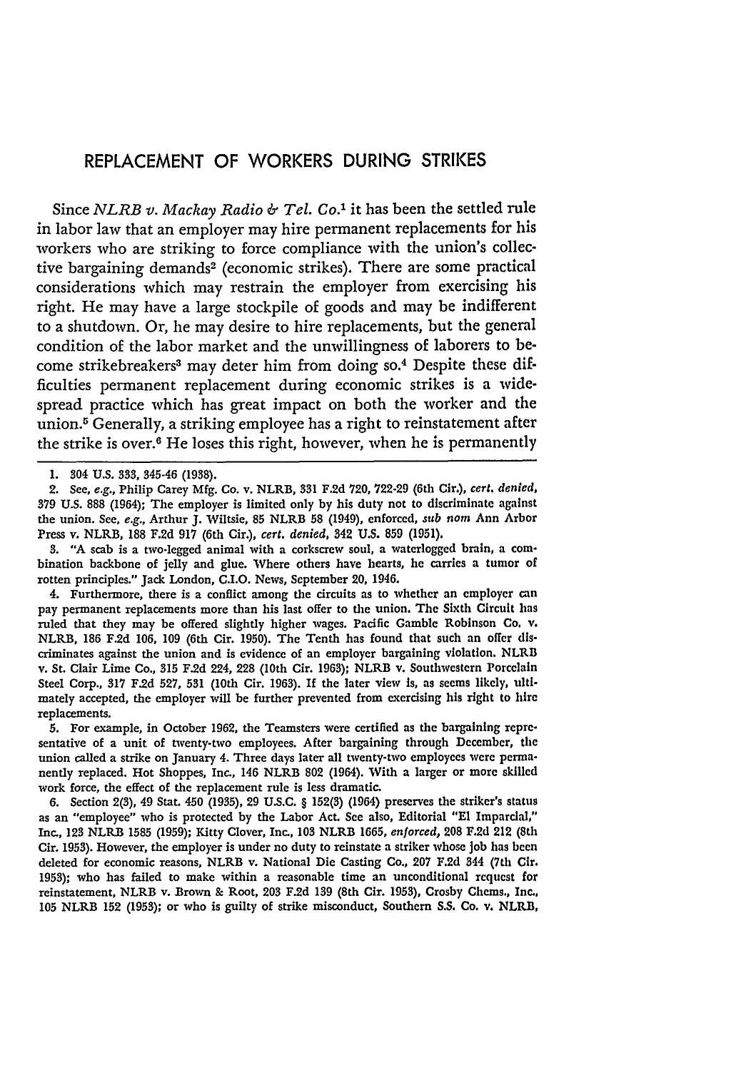# REPLACEMENT OF WORKERS DURING STRIKES

Since *NLRB v. Mackay Radio & Tel. Co.*[1] it has been the settled rule in labor law that an employer may hire permanent replacements for his workers who are striking to force compliance with the union's collective bargaining demands[2] (economic strikes). There are some practical considerations which may restrain the employer from exercising his right. He may have a large stockpile of goods and may be indifferent to a shutdown. Or, he may desire to hire replacements, but the general condition of the labor market and the unwillingness of laborers to become strikebreakers[3] may deter him from doing so.[4] Despite these difficulties permanent replacement during economic strikes is a widespread practice which has great impact on both the worker and the union.[5] Generally, a striking employee has a right to reinstatement after the strike is over.[6] He loses this right, however, when he is permanently

1. 304 U.S. 333, 345-46 (1938).

2. See, *e.g.*, Philip Carey Mfg. Co. v. NLRB, 331 F.2d 720, 722-29 (6th Cir.), *cert. denied*, 379 U.S. 888 (1964); The employer is limited only by his duty not to discriminate against the union. See, *e.g.*, Arthur J. Wiltsie, 85 NLRB 58 (1949), enforced, *sub nom* Ann Arbor Press v. NLRB, 188 F.2d 917 (6th Cir.), *cert. denied*, 342 U.S. 859 (1951).

3. "A scab is a two-legged animal with a corkscrew soul, a waterlogged brain, a combination backbone of jelly and glue. Where others have hearts, he carries a tumor of rotten principles." Jack London, C.I.O. News, September 20, 1946.

4. Furthermore, there is a conflict among the circuits as to whether an employer can pay permanent replacements more than his last offer to the union. The Sixth Circuit has ruled that they may be offered slightly higher wages. Pacific Gamble Robinson Co. v. NLRB, 186 F.2d 106, 109 (6th Cir. 1950). The Tenth has found that such an offer discriminates against the union and is evidence of an employer bargaining violation. NLRB v. St. Clair Lime Co., 315 F.2d 224, 228 (10th Cir. 1963); NLRB v. Southwestern Porcelain Steel Corp., 317 F.2d 527, 531 (10th Cir. 1963). If the later view is, as seems likely, ultimately accepted, the employer will be further prevented from exercising his right to hire replacements.

5. For example, in October 1962, the Teamsters were certified as the bargaining representative of a unit of twenty-two employees. After bargaining through December, the union called a strike on January 4. Three days later all twenty-two employees were permanently replaced. Hot Shoppes, Inc., 146 NLRB 802 (1964). With a larger or more skilled work force, the effect of the replacement rule is less dramatic.

6. Section 2(3), 49 Stat. 450 (1935), 29 U.S.C. § 152(3) (1964) preserves the striker's status as an "employee" who is protected by the Labor Act. See also, Editorial "El Imparcial," Inc., 123 NLRB 1585 (1959); Kitty Clover, Inc., 103 NLRB 1665, *enforced*, 208 F.2d 212 (8th Cir. 1953). However, the employer is under no duty to reinstate a striker whose job has been deleted for economic reasons, NLRB v. National Die Casting Co., 207 F.2d 344 (7th Cir. 1953); who has failed to make within a reasonable time an unconditional request for reinstatement, NLRB v. Brown & Root, 203 F.2d 139 (8th Cir. 1953), Crosby Chems., Inc., 105 NLRB 152 (1953); or who is guilty of strike misconduct, Southern S.S. Co. v. NLRB,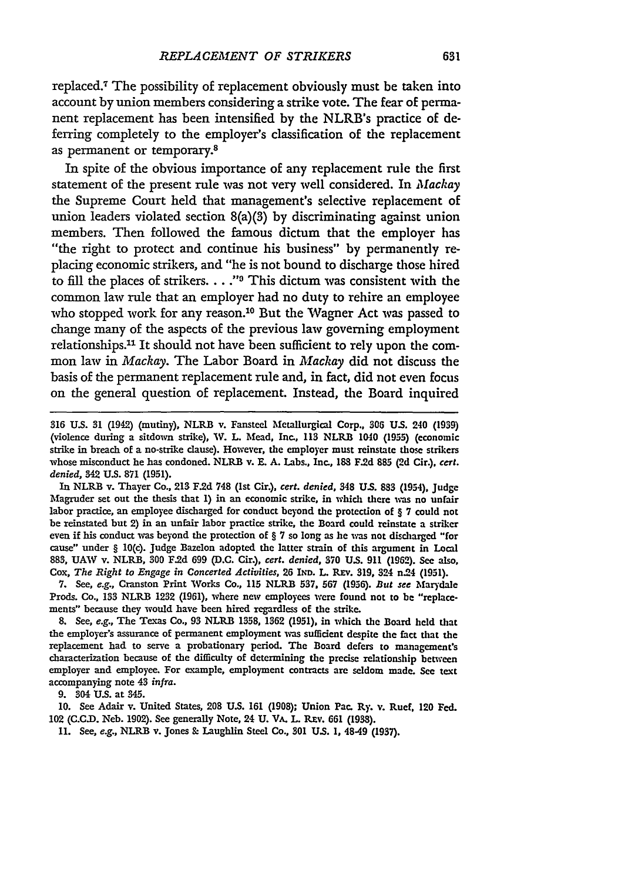replaced.[7] The possibility of replacement obviously must be taken into account by union members considering a strike vote. The fear of permanent replacement has been intensified by the NLRB's practice of deferring completely to the employer's classification of the replacement as permanent or temporary.[8]

In spite of the obvious importance of any replacement rule the first statement of the present rule was not very well considered. In *Mackay* the Supreme Court held that management's selective replacement of union leaders violated section 8(a)(3) by discriminating against union members. Then followed the famous dictum that the employer has "the right to protect and continue his business" by permanently replacing economic strikers, and "he is not bound to discharge those hired to fill the places of strikers. . . ."[9] This dictum was consistent with the common law rule that an employer had no duty to rehire an employee who stopped work for any reason.[10] But the Wagner Act was passed to change many of the aspects of the previous law governing employment relationships.[11] It should not have been sufficient to rely upon the common law in *Mackay*. The Labor Board in *Mackay* did not discuss the basis of the permanent replacement rule and, in fact, did not even focus on the general question of replacement. Instead, the Board inquired

---

316 U.S. 31 (1942) (mutiny), NLRB v. Fansteel Metallurgical Corp., 306 U.S. 240 (1939) (violence during a sitdown strike), W. L. Mead, Inc., 113 NLRB 1040 (1955) (economic strike in breach of a no-strike clause). However, the employer must reinstate those strikers whose misconduct he has condoned. NLRB v. E. A. Labs., Inc., 188 F.2d 885 (2d Cir.), *cert. denied*, 342 U.S. 871 (1951).

In NLRB v. Thayer Co., 213 F.2d 748 (1st Cir.), *cert. denied*, 348 U.S. 883 (1954), Judge Magruder set out the thesis that 1) in an economic strike, in which there was no unfair labor practice, an employee discharged for conduct beyond the protection of § 7 could not be reinstated but 2) in an unfair labor practice strike, the Board could reinstate a striker even if his conduct was beyond the protection of § 7 so long as he was not discharged "for cause" under § 10(c). Judge Bazelon adopted the latter strain of this argument in Local 883, UAW v. NLRB, 300 F.2d 699 (D.C. Cir.), *cert. denied*, 370 U.S. 911 (1962). See also, Cox, *The Right to Engage in Concerted Activities*, 26 IND. L. REV. 319, 324 n.24 (1951).

7. See, *e.g.*, Cranston Print Works Co., 115 NLRB 537, 567 (1956). *But see* Marydale Prods. Co., 133 NLRB 1232 (1961), where new employees were found not to be "replacements" because they would have been hired regardless of the strike.

8. See, *e.g.*, The Texas Co., 93 NLRB 1358, 1362 (1951), in which the Board held that the employer's assurance of permanent employment was sufficient despite the fact that the replacement had to serve a probationary period. The Board defers to management's characterization because of the difficulty of determining the precise relationship between employer and employee. For example, employment contracts are seldom made. See text accompanying note 43 *infra*.

9. 304 U.S. at 345.

10. See Adair v. United States, 208 U.S. 161 (1908); Union Pac. Ry. v. Ruef, 120 Fed. 102 (C.C.D. Neb. 1902). See generally Note, 24 U. VA. L. REV. 661 (1938).

11. See, *e.g.*, NLRB v. Jones & Laughlin Steel Co., 301 U.S. 1, 48-49 (1937).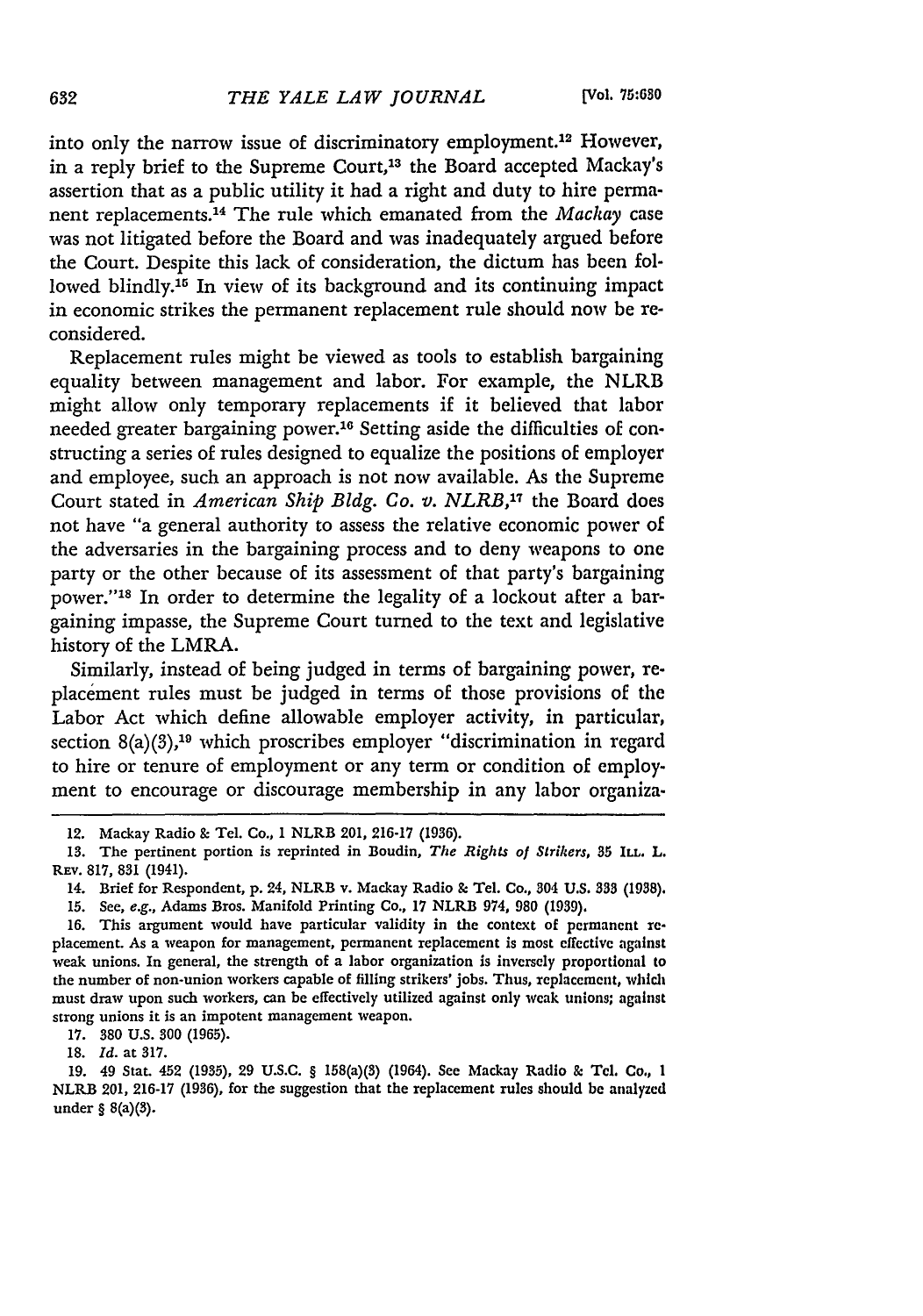into only the narrow issue of discriminatory employment.[12] However, in a reply brief to the Supreme Court,[13] the Board accepted Mackay's assertion that as a public utility it had a right and duty to hire permanent replacements.[14] The rule which emanated from the *Mackay* case was not litigated before the Board and was inadequately argued before the Court. Despite this lack of consideration, the dictum has been followed blindly.[15] In view of its background and its continuing impact in economic strikes the permanent replacement rule should now be reconsidered.

Replacement rules might be viewed as tools to establish bargaining equality between management and labor. For example, the NLRB might allow only temporary replacements if it believed that labor needed greater bargaining power.[16] Setting aside the difficulties of constructing a series of rules designed to equalize the positions of employer and employee, such an approach is not now available. As the Supreme Court stated in *American Ship Bldg. Co. v. NLRB*,[17] the Board does not have "a general authority to assess the relative economic power of the adversaries in the bargaining process and to deny weapons to one party or the other because of its assessment of that party's bargaining power."[18] In order to determine the legality of a lockout after a bargaining impasse, the Supreme Court turned to the text and legislative history of the LMRA.

Similarly, instead of being judged in terms of bargaining power, replacement rules must be judged in terms of those provisions of the Labor Act which define allowable employer activity, in particular, section 8(a)(3),[19] which proscribes employer "discrimination in regard to hire or tenure of employment or any term or condition of employment to encourage or discourage membership in any labor organiza-

---

12. Mackay Radio & Tel. Co., 1 NLRB 201, 216-17 (1936).

13. The pertinent portion is reprinted in Boudin, *The Rights of Strikers*, 35 ILL. L. REV. 817, 831 (1941).

14. Brief for Respondent, p. 24, NLRB v. Mackay Radio & Tel. Co., 304 U.S. 333 (1938).

15. See, *e.g.*, Adams Bros. Manifold Printing Co., 17 NLRB 974, 980 (1939).

16. This argument would have particular validity in the context of permanent replacement. As a weapon for management, permanent replacement is most effective against weak unions. In general, the strength of a labor organization is inversely proportional to the number of non-union workers capable of filling strikers' jobs. Thus, replacement, which must draw upon such workers, can be effectively utilized against only weak unions; against strong unions it is an impotent management weapon.

17. 380 U.S. 300 (1965).

18. *Id.* at 317.

19. 49 Stat. 452 (1935), 29 U.S.C. § 158(a)(3) (1964). See Mackay Radio & Tel. Co., 1 NLRB 201, 216-17 (1936), for the suggestion that the replacement rules should be analyzed under § 8(a)(3).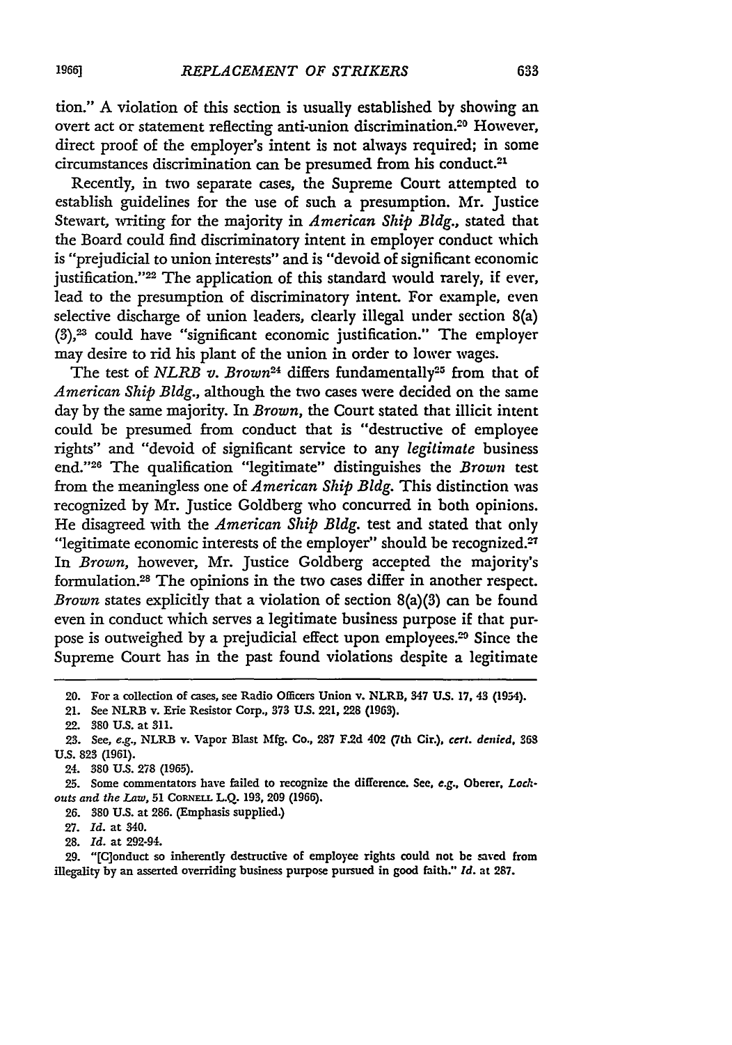tion." A violation of this section is usually established by showing an overt act or statement reflecting anti-union discrimination.[20] However, direct proof of the employer's intent is not always required; in some circumstances discrimination can be presumed from his conduct.[21]

Recently, in two separate cases, the Supreme Court attempted to establish guidelines for the use of such a presumption. Mr. Justice Stewart, writing for the majority in *American Ship Bldg.*, stated that the Board could find discriminatory intent in employer conduct which is "prejudicial to union interests" and is "devoid of significant economic justification."[22] The application of this standard would rarely, if ever, lead to the presumption of discriminatory intent. For example, even selective discharge of union leaders, clearly illegal under section 8(a)(3),[23] could have "significant economic justification." The employer may desire to rid his plant of the union in order to lower wages.

The test of *NLRB v. Brown*[24] differs fundamentally[25] from that of *American Ship Bldg.*, although the two cases were decided on the same day by the same majority. In *Brown*, the Court stated that illicit intent could be presumed from conduct that is "destructive of employee rights" and "devoid of significant service to any *legitimate* business end."[26] The qualification "legitimate" distinguishes the *Brown* test from the meaningless one of *American Ship Bldg.* This distinction was recognized by Mr. Justice Goldberg who concurred in both opinions. He disagreed with the *American Ship Bldg.* test and stated that only "legitimate economic interests of the employer" should be recognized.[27] In *Brown*, however, Mr. Justice Goldberg accepted the majority's formulation.[28] The opinions in the two cases differ in another respect. *Brown* states explicitly that a violation of section 8(a)(3) can be found even in conduct which serves a legitimate business purpose if that purpose is outweighed by a prejudicial effect upon employees.[29] Since the Supreme Court has in the past found violations despite a legitimate

20. For a collection of cases, see Radio Officers Union v. NLRB, 347 U.S. 17, 43 (1954).

21. See NLRB v. Erie Resistor Corp., 373 U.S. 221, 228 (1963).

22. 380 U.S. at 311.

23. See, *e.g.*, NLRB v. Vapor Blast Mfg. Co., 287 F.2d 402 (7th Cir.), *cert. denied*, 368 U.S. 823 (1961).

24. 380 U.S. 278 (1965).

25. Some commentators have failed to recognize the difference. See, *e.g.*, Oberer, *Lockouts and the Law*, 51 CORNELL L.Q. 193, 209 (1966).

26. 380 U.S. at 286. (Emphasis supplied.)

27. *Id.* at 340.

28. *Id.* at 292-94.

29. "[C]onduct so inherently destructive of employee rights could not be saved from illegality by an asserted overriding business purpose pursued in good faith." *Id.* at 287.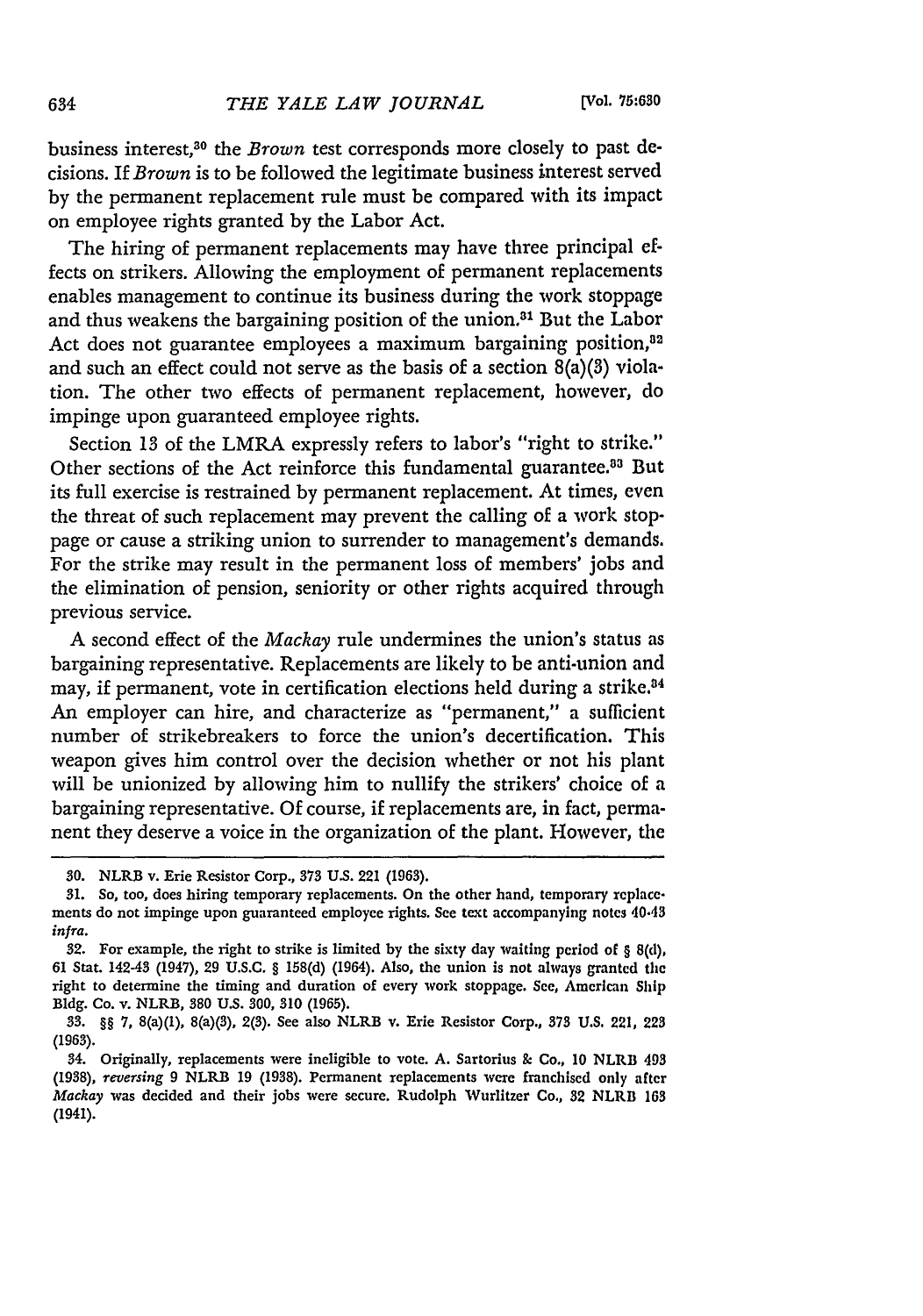business interest,[30] the *Brown* test corresponds more closely to past decisions. If *Brown* is to be followed the legitimate business interest served by the permanent replacement rule must be compared with its impact on employee rights granted by the Labor Act.

The hiring of permanent replacements may have three principal effects on strikers. Allowing the employment of permanent replacements enables management to continue its business during the work stoppage and thus weakens the bargaining position of the union.[31] But the Labor Act does not guarantee employees a maximum bargaining position,[32] and such an effect could not serve as the basis of a section 8(a)(3) violation. The other two effects of permanent replacement, however, do impinge upon guaranteed employee rights.

Section 13 of the LMRA expressly refers to labor's "right to strike." Other sections of the Act reinforce this fundamental guarantee.[33] But its full exercise is restrained by permanent replacement. At times, even the threat of such replacement may prevent the calling of a work stoppage or cause a striking union to surrender to management's demands. For the strike may result in the permanent loss of members' jobs and the elimination of pension, seniority or other rights acquired through previous service.

A second effect of the *Mackay* rule undermines the union's status as bargaining representative. Replacements are likely to be anti-union and may, if permanent, vote in certification elections held during a strike.[34] An employer can hire, and characterize as "permanent," a sufficient number of strikebreakers to force the union's decertification. This weapon gives him control over the decision whether or not his plant will be unionized by allowing him to nullify the strikers' choice of a bargaining representative. Of course, if replacements are, in fact, permanent they deserve a voice in the organization of the plant. However, the

---

30. NLRB v. Erie Resistor Corp., 373 U.S. 221 (1963).

31. So, too, does hiring temporary replacements. On the other hand, temporary replacements do not impinge upon guaranteed employee rights. See text accompanying notes 40-43 *infra*.

32. For example, the right to strike is limited by the sixty day waiting period of § 8(d), 61 Stat. 142-43 (1947), 29 U.S.C. § 158(d) (1964). Also, the union is not always granted the right to determine the timing and duration of every work stoppage. See, American Ship Bldg. Co. v. NLRB, 380 U.S. 300, 310 (1965).

33. §§ 7, 8(a)(1), 8(a)(3), 2(3). See also NLRB v. Erie Resistor Corp., 373 U.S. 221, 223 (1963).

34. Originally, replacements were ineligible to vote. A. Sartorius & Co., 10 NLRB 493 (1938), *reversing* 9 NLRB 19 (1938). Permanent replacements were franchised only after *Mackay* was decided and their jobs were secure. Rudolph Wurlitzer Co., 32 NLRB 163 (1941).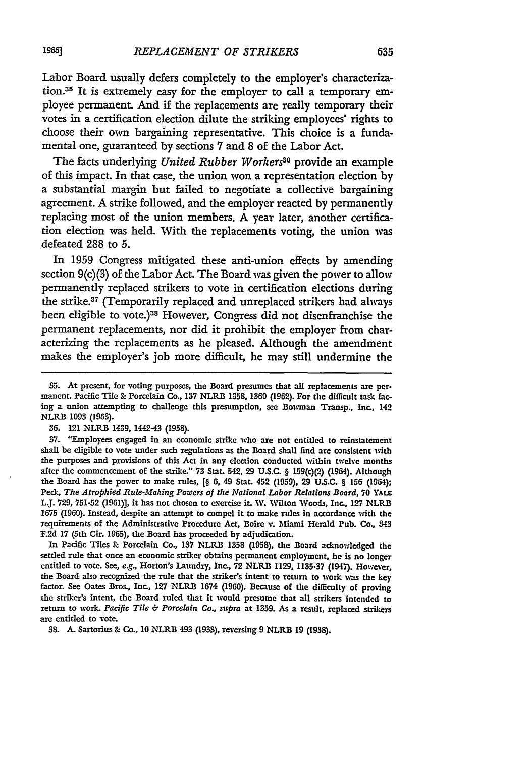Labor Board usually defers completely to the employer's characterization.[35] It is extremely easy for the employer to call a temporary employee permanent. And if the replacements are really temporary their votes in a certification election dilute the striking employees' rights to choose their own bargaining representative. This choice is a fundamental one, guaranteed by sections 7 and 8 of the Labor Act.

The facts underlying *United Rubber Workers*[36] provide an example of this impact. In that case, the union won a representation election by a substantial margin but failed to negotiate a collective bargaining agreement. A strike followed, and the employer reacted by permanently replacing most of the union members. A year later, another certification election was held. With the replacements voting, the union was defeated 288 to 5.

In 1959 Congress mitigated these anti-union effects by amending section 9(c)(3) of the Labor Act. The Board was given the power to allow permanently replaced strikers to vote in certification elections during the strike.[37] (Temporarily replaced and unreplaced strikers had always been eligible to vote.)[38] However, Congress did not disenfranchise the permanent replacements, nor did it prohibit the employer from characterizing the replacements as he pleased. Although the amendment makes the employer's job more difficult, he may still undermine the

---

35. At present, for voting purposes, the Board presumes that all replacements are permanent. Pacific Tile & Porcelain Co., 137 NLRB 1358, 1360 (1962). For the difficult task facing a union attempting to challenge this presumption, see Bowman Transp., Inc., 142 NLRB 1093 (1963).

36. 121 NLRB 1439, 1442-43 (1958).

37. "Employees engaged in an economic strike who are not entitled to reinstatement shall be eligible to vote under such regulations as the Board shall find are consistent with the purposes and provisions of this Act in any election conducted within twelve months after the commencement of the strike." 73 Stat. 542, 29 U.S.C. § 159(c)(2) (1964). Although the Board has the power to make rules, [§ 6, 49 Stat. 452 (1959), 29 U.S.C. § 156 (1964); Peck, *The Atrophied Rule-Making Powers of the National Labor Relations Board*, 70 YALE L.J. 729, 751-52 (1961)], it has not chosen to exercise it. W. Wilton Woods, Inc., 127 NLRB 1675 (1960). Instead, despite an attempt to compel it to make rules in accordance with the requirements of the Administrative Procedure Act, Boire v. Miami Herald Pub. Co., 343 F.2d 17 (5th Cir. 1965), the Board has proceeded by adjudication.

In Pacific Tiles & Porcelain Co., 137 NLRB 1358 (1958), the Board acknowledged the settled rule that once an economic striker obtains permanent employment, he is no longer entitled to vote. See, *e.g.*, Horton's Laundry, Inc., 72 NLRB 1129, 1135-37 (1947). However, the Board also recognized the rule that the striker's intent to return to work was the key factor. See Oates Bros., Inc., 127 NLRB 1674 (1960). Because of the difficulty of proving the striker's intent, the Board ruled that it would presume that all strikers intended to return to work. *Pacific Tile & Porcelain Co., supra* at 1359. As a result, replaced strikers are entitled to vote.

38. A. Sartorius & Co., 10 NLRB 493 (1938), reversing 9 NLRB 19 (1938).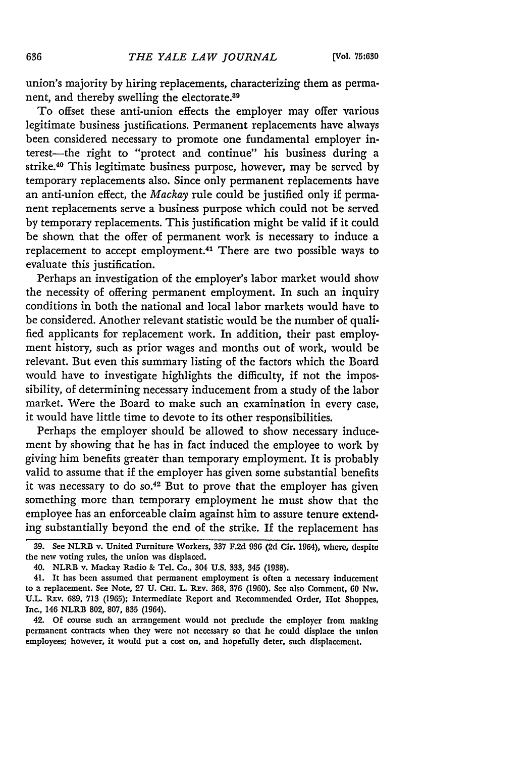union's majority by hiring replacements, characterizing them as permanent, and thereby swelling the electorate.[39]

To offset these anti-union effects the employer may offer various legitimate business justifications. Permanent replacements have always been considered necessary to promote one fundamental employer interest—the right to "protect and continue" his business during a strike.[40] This legitimate business purpose, however, may be served by temporary replacements also. Since only permanent replacements have an anti-union effect, the *Mackay* rule could be justified only if permanent replacements serve a business purpose which could not be served by temporary replacements. This justification might be valid if it could be shown that the offer of permanent work is necessary to induce a replacement to accept employment.[41] There are two possible ways to evaluate this justification.

Perhaps an investigation of the employer's labor market would show the necessity of offering permanent employment. In such an inquiry conditions in both the national and local labor markets would have to be considered. Another relevant statistic would be the number of qualified applicants for replacement work. In addition, their past employment history, such as prior wages and months out of work, would be relevant. But even this summary listing of the factors which the Board would have to investigate highlights the difficulty, if not the impossibility, of determining necessary inducement from a study of the labor market. Were the Board to make such an examination in every case, it would have little time to devote to its other responsibilities.

Perhaps the employer should be allowed to show necessary inducement by showing that he has in fact induced the employee to work by giving him benefits greater than temporary employment. It is probably valid to assume that if the employer has given some substantial benefits it was necessary to do so.[42] But to prove that the employer has given something more than temporary employment he must show that the employee has an enforceable claim against him to assure tenure extending substantially beyond the end of the strike. If the replacement has

---

39. See NLRB v. United Furniture Workers, 337 F.2d 936 (2d Cir. 1964), where, despite the new voting rules, the union was displaced.

40. NLRB v. Mackay Radio & Tel. Co., 304 U.S. 333, 345 (1938).

41. It has been assumed that permanent employment is often a necessary inducement to a replacement. See Note, 27 U. CHI. L. REV. 368, 376 (1960). See also Comment, 60 NW. U.L. REV. 689, 713 (1965); Intermediate Report and Recommended Order, Hot Shoppes, Inc., 146 NLRB 802, 807, 835 (1964).

42. Of course such an arrangement would not preclude the employer from making permanent contracts when they were not necessary so that he could displace the union employees; however, it would put a cost on, and hopefully deter, such displacement.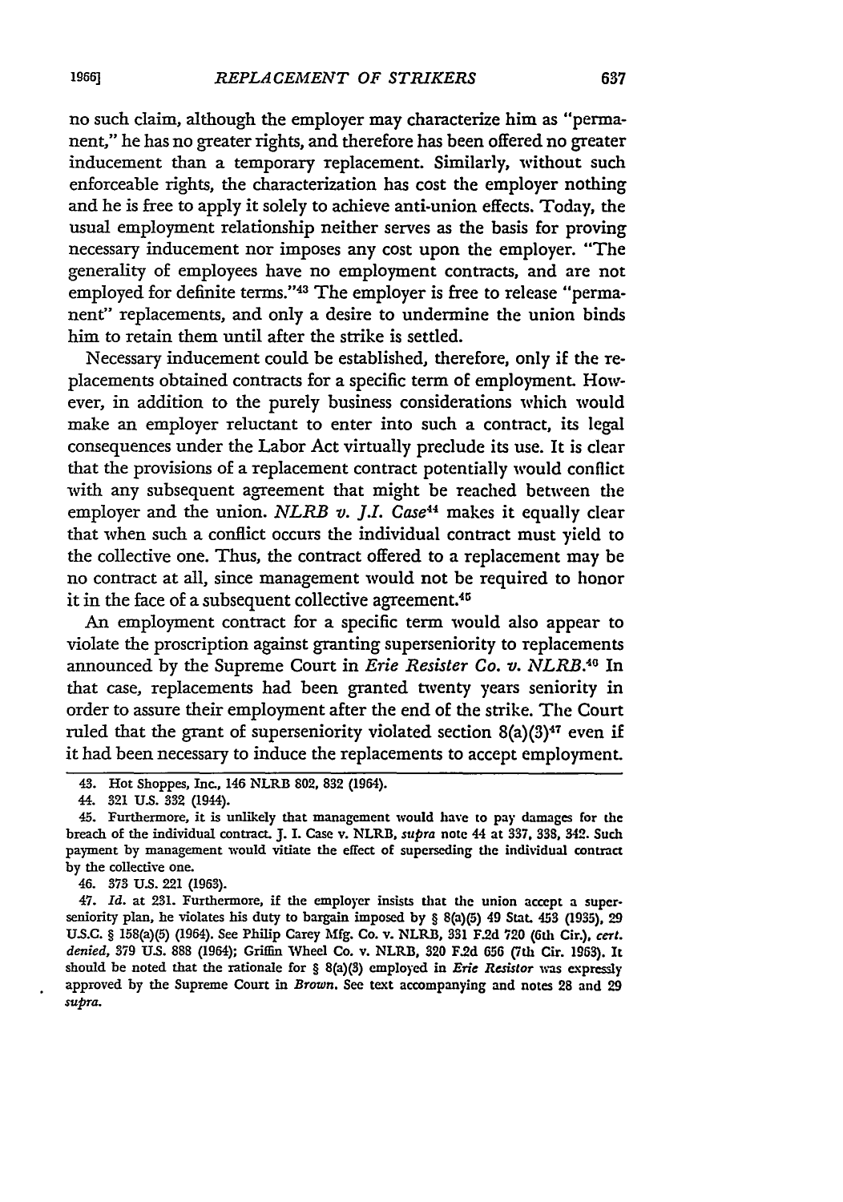no such claim, although the employer may characterize him as "permanent," he has no greater rights, and therefore has been offered no greater inducement than a temporary replacement. Similarly, without such enforceable rights, the characterization has cost the employer nothing and he is free to apply it solely to achieve anti-union effects. Today, the usual employment relationship neither serves as the basis for proving necessary inducement nor imposes any cost upon the employer. "The generality of employees have no employment contracts, and are not employed for definite terms."[43] The employer is free to release "permanent" replacements, and only a desire to undermine the union binds him to retain them until after the strike is settled.

Necessary inducement could be established, therefore, only if the replacements obtained contracts for a specific term of employment. However, in addition to the purely business considerations which would make an employer reluctant to enter into such a contract, its legal consequences under the Labor Act virtually preclude its use. It is clear that the provisions of a replacement contract potentially would conflict with any subsequent agreement that might be reached between the employer and the union. *NLRB v. J.I. Case*[44] makes it equally clear that when such a conflict occurs the individual contract must yield to the collective one. Thus, the contract offered to a replacement may be no contract at all, since management would not be required to honor it in the face of a subsequent collective agreement.[45]

An employment contract for a specific term would also appear to violate the proscription against granting superseniority to replacements announced by the Supreme Court in *Erie Resister Co. v. NLRB*.[46] In that case, replacements had been granted twenty years seniority in order to assure their employment after the end of the strike. The Court ruled that the grant of superseniority violated section 8(a)(3)[47] even if it had been necessary to induce the replacements to accept employment.

---

43. Hot Shoppes, Inc., 146 NLRB 802, 832 (1964).

44. 321 U.S. 332 (1944).

45. Furthermore, it is unlikely that management would have to pay damages for the breach of the individual contract. J. I. Case v. NLRB, *supra* note 44 at 337, 338, 342. Such payment by management would vitiate the effect of superseding the individual contract by the collective one.

46. 373 U.S. 221 (1963).

47. *Id.* at 231. Furthermore, if the employer insists that the union accept a superseniority plan, he violates his duty to bargain imposed by § 8(a)(5) 49 Stat. 453 (1935), 29 U.S.C. § 158(a)(5) (1964). See Philip Carey Mfg. Co. v. NLRB, 331 F.2d 720 (6th Cir.), *cert. denied*, 379 U.S. 888 (1964); Griffin Wheel Co. v. NLRB, 320 F.2d 656 (7th Cir. 1963). It should be noted that the rationale for § 8(a)(3) employed in *Erie Resistor* was expressly approved by the Supreme Court in *Brown*. See text accompanying and notes 28 and 29 *supra*.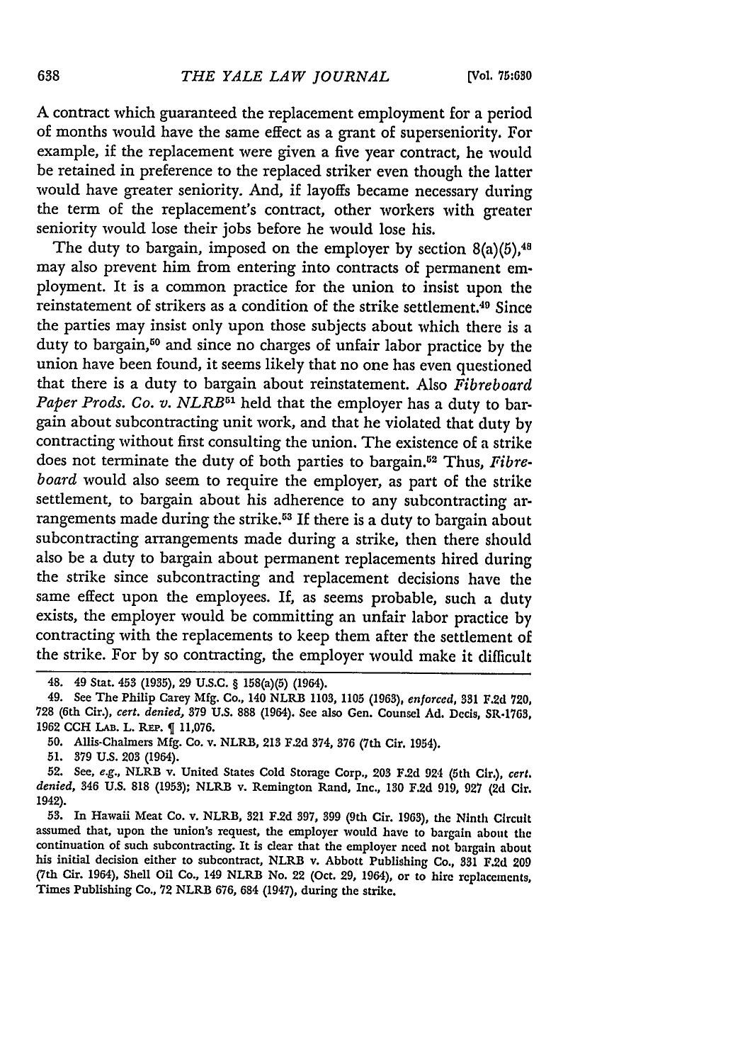A contract which guaranteed the replacement employment for a period of months would have the same effect as a grant of superseniority. For example, if the replacement were given a five year contract, he would be retained in preference to the replaced striker even though the latter would have greater seniority. And, if layoffs became necessary during the term of the replacement's contract, other workers with greater seniority would lose their jobs before he would lose his.

The duty to bargain, imposed on the employer by section 8(a)(5),[48] may also prevent him from entering into contracts of permanent employment. It is a common practice for the union to insist upon the reinstatement of strikers as a condition of the strike settlement.[49] Since the parties may insist only upon those subjects about which there is a duty to bargain,[50] and since no charges of unfair labor practice by the union have been found, it seems likely that no one has even questioned that there is a duty to bargain about reinstatement. Also *Fibreboard Paper Prods. Co. v. NLRB*[51] held that the employer has a duty to bargain about subcontracting unit work, and that he violated that duty by contracting without first consulting the union. The existence of a strike does not terminate the duty of both parties to bargain.[52] Thus, *Fibreboard* would also seem to require the employer, as part of the strike settlement, to bargain about his adherence to any subcontracting arrangements made during the strike.[53] If there is a duty to bargain about subcontracting arrangements made during a strike, then there should also be a duty to bargain about permanent replacements hired during the strike since subcontracting and replacement decisions have the same effect upon the employees. If, as seems probable, such a duty exists, the employer would be committing an unfair labor practice by contracting with the replacements to keep them after the settlement of the strike. For by so contracting, the employer would make it difficult

---

48. 49 Stat. 453 (1935), 29 U.S.C. § 158(a)(5) (1964).

49. See The Philip Carey Mfg. Co., 140 NLRB 1103, 1105 (1963), *enforced*, 331 F.2d 720, 728 (6th Cir.), *cert. denied*, 379 U.S. 888 (1964). See also Gen. Counsel Ad. Decis, SR-1763, 1962 CCH LAB. L. REP. ¶ 11,076.

50. Allis-Chalmers Mfg. Co. v. NLRB, 213 F.2d 374, 376 (7th Cir. 1954).

51. 379 U.S. 203 (1964).

52. See, *e.g.*, NLRB v. United States Cold Storage Corp., 203 F.2d 924 (5th Cir.), *cert. denied*, 346 U.S. 818 (1953); NLRB v. Remington Rand, Inc., 130 F.2d 919, 927 (2d Cir. 1942).

53. In Hawaii Meat Co. v. NLRB, 321 F.2d 397, 399 (9th Cir. 1963), the Ninth Circuit assumed that, upon the union's request, the employer would have to bargain about the continuation of such subcontracting. It is clear that the employer need not bargain about his initial decision either to subcontract, NLRB v. Abbott Publishing Co., 331 F.2d 209 (7th Cir. 1964), Shell Oil Co., 149 NLRB No. 22 (Oct. 29, 1964), or to hire replacements, Times Publishing Co., 72 NLRB 676, 684 (1947), during the strike.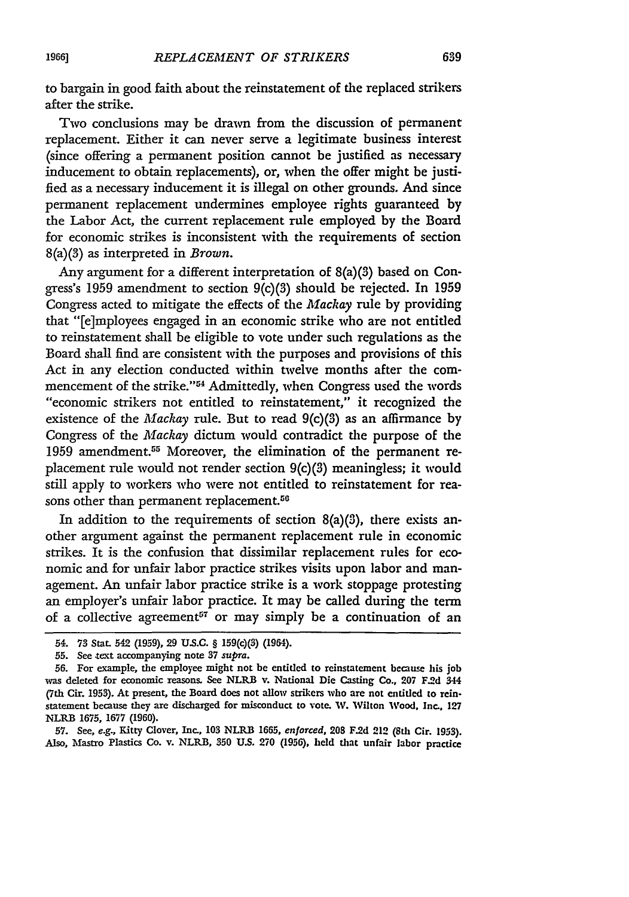to bargain in good faith about the reinstatement of the replaced strikers after the strike.

Two conclusions may be drawn from the discussion of permanent replacement. Either it can never serve a legitimate business interest (since offering a permanent position cannot be justified as necessary inducement to obtain replacements), or, when the offer might be justified as a necessary inducement it is illegal on other grounds. And since permanent replacement undermines employee rights guaranteed by the Labor Act, the current replacement rule employed by the Board for economic strikes is inconsistent with the requirements of section 8(a)(3) as interpreted in *Brown*.

Any argument for a different interpretation of 8(a)(3) based on Congress's 1959 amendment to section 9(c)(3) should be rejected. In 1959 Congress acted to mitigate the effects of the *Mackay* rule by providing that "[e]mployees engaged in an economic strike who are not entitled to reinstatement shall be eligible to vote under such regulations as the Board shall find are consistent with the purposes and provisions of this Act in any election conducted within twelve months after the commencement of the strike."[54] Admittedly, when Congress used the words "economic strikers not entitled to reinstatement," it recognized the existence of the *Mackay* rule. But to read 9(c)(3) as an affirmance by Congress of the *Mackay* dictum would contradict the purpose of the 1959 amendment.[55] Moreover, the elimination of the permanent replacement rule would not render section 9(c)(3) meaningless; it would still apply to workers who were not entitled to reinstatement for reasons other than permanent replacement.[56]

In addition to the requirements of section 8(a)(3), there exists another argument against the permanent replacement rule in economic strikes. It is the confusion that dissimilar replacement rules for economic and for unfair labor practice strikes visits upon labor and management. An unfair labor practice strike is a work stoppage protesting an employer's unfair labor practice. It may be called during the term of a collective agreement[57] or may simply be a continuation of an

---

54. 73 Stat. 542 (1959), 29 U.S.C. § 159(c)(3) (1964).

55. See text accompanying note 37 *supra*.

56. For example, the employee might not be entitled to reinstatement because his job was deleted for economic reasons. See NLRB v. National Die Casting Co., 207 F.2d 344 (7th Cir. 1953). At present, the Board does not allow strikers who are not entitled to reinstatement because they are discharged for misconduct to vote. W. Wilton Wood, Inc., 127 NLRB 1675, 1677 (1960).

57. See, *e.g.*, Kitty Clover, Inc., 103 NLRB 1665, *enforced*, 208 F.2d 212 (8th Cir. 1953). Also, Mastro Plastics Co. v. NLRB, 350 U.S. 270 (1956), held that unfair labor practice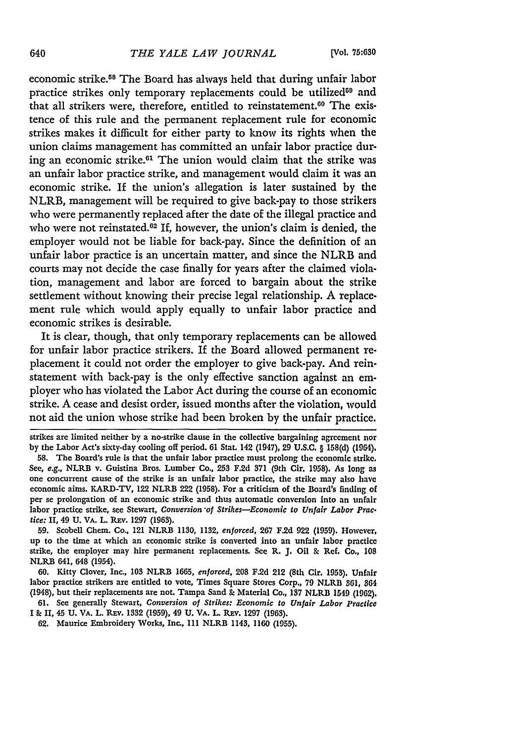economic strike.[58] The Board has always held that during unfair labor practice strikes only temporary replacements could be utilized[59] and that all strikers were, therefore, entitled to reinstatement.[60] The existence of this rule and the permanent replacement rule for economic strikes makes it difficult for either party to know its rights when the union claims management has committed an unfair labor practice during an economic strike.[61] The union would claim that the strike was an unfair labor practice strike, and management would claim it was an economic strike. If the union's allegation is later sustained by the NLRB, management will be required to give back-pay to those strikers who were permanently replaced after the date of the illegal practice and who were not reinstated.[62] If, however, the union's claim is denied, the employer would not be liable for back-pay. Since the definition of an unfair labor practice is an uncertain matter, and since the NLRB and courts may not decide the case finally for years after the claimed violation, management and labor are forced to bargain about the strike settlement without knowing their precise legal relationship. A replacement rule which would apply equally to unfair labor practice and economic strikes is desirable.

It is clear, though, that only temporary replacements can be allowed for unfair labor practice strikers. If the Board allowed permanent replacement it could not order the employer to give back-pay. And reinstatement with back-pay is the only effective sanction against an employer who has violated the Labor Act during the course of an economic strike. A cease and desist order, issued months after the violation, would not aid the union whose strike had been broken by the unfair practice.

---

strikes are limited neither by a no-strike clause in the collective bargaining agreement nor by the Labor Act's sixty-day cooling off period. 61 Stat. 142 (1947), 29 U.S.C. § 158(d) (1964).

58. The Board's rule is that the unfair labor practice must prolong the economic strike. See, *e.g.*, NLRB v. Guistina Bros. Lumber Co., 253 F.2d 371 (9th Cir. 1958). As long as one concurrent cause of the strike is an unfair labor practice, the strike may also have economic aims. KARD-TV, 122 NLRB 222 (1958). For a criticism of the Board's finding of per se prolongation of an economic strike and thus automatic conversion into an unfair labor practice strike, see Stewart, *Conversion of Strikes—Economic to Unfair Labor Practice:* II, 49 U. VA. L. REV. 1297 (1963).

59. Scobell Chem. Co., 121 NLRB 1130, 1132, *enforced*, 267 F.2d 922 (1959). However, up to the time at which an economic strike is converted into an unfair labor practice strike, the employer may hire permanent replacements. See R. J. Oil & Ref. Co., 108 NLRB 641, 648 (1954).

60. Kitty Clover, Inc., 103 NLRB 1665, *enforced*, 208 F.2d 212 (8th Cir. 1953). Unfair labor practice strikers are entitled to vote, Times Square Stores Corp., 79 NLRB 361, 364 (1948), but their replacements are not. Tampa Sand & Material Co., 137 NLRB 1549 (1962).

61. See generally Stewart, *Conversion of Strikes: Economic to Unfair Labor Practice* I & II, 45 U. VA. L. REV. 1332 (1959), 49 U. VA. L. REV. 1297 (1963).

62. Maurice Embroidery Works, Inc., 111 NLRB 1143, 1160 (1955).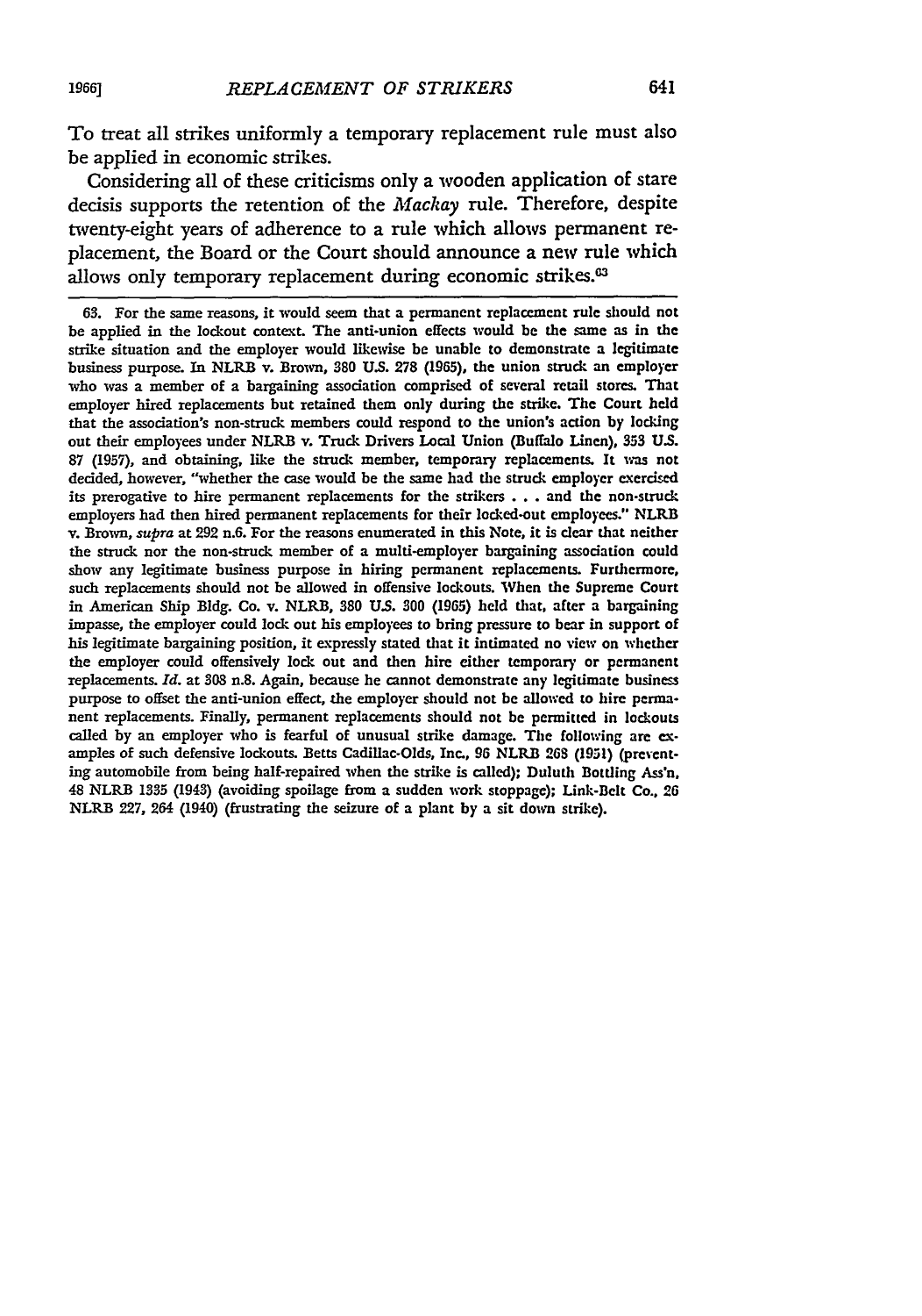To treat all strikes uniformly a temporary replacement rule must also be applied in economic strikes.

Considering all of these criticisms only a wooden application of stare decisis supports the retention of the *Mackay* rule. Therefore, despite twenty-eight years of adherence to a rule which allows permanent replacement, the Board or the Court should announce a new rule which allows only temporary replacement during economic strikes.[63]

63. For the same reasons, it would seem that a permanent replacement rule should not be applied in the lockout context. The anti-union effects would be the same as in the strike situation and the employer would likewise be unable to demonstrate a legitimate business purpose. In NLRB v. Brown, 380 U.S. 278 (1965), the union struck an employer who was a member of a bargaining association comprised of several retail stores. That employer hired replacements but retained them only during the strike. The Court held that the association's non-struck members could respond to the union's action by locking out their employees under NLRB v. Truck Drivers Local Union (Buffalo Linen), 353 U.S. 87 (1957), and obtaining, like the struck member, temporary replacements. It was not decided, however, "whether the case would be the same had the struck employer exercised its prerogative to hire permanent replacements for the strikers . . . and the non-struck employers had then hired permanent replacements for their locked-out employees." NLRB v. Brown, *supra* at 292 n.6. For the reasons enumerated in this Note, it is clear that neither the struck nor the non-struck member of a multi-employer bargaining association could show any legitimate business purpose in hiring permanent replacements. Furthermore, such replacements should not be allowed in offensive lockouts. When the Supreme Court in American Ship Bldg. Co. v. NLRB, 380 U.S. 300 (1965) held that, after a bargaining impasse, the employer could lock out his employees to bring pressure to bear in support of his legitimate bargaining position, it expressly stated that it intimated no view on whether the employer could offensively lock out and then hire either temporary or permanent replacements. *Id.* at 308 n.8. Again, because he cannot demonstrate any legitimate business purpose to offset the anti-union effect, the employer should not be allowed to hire permanent replacements. Finally, permanent replacements should not be permitted in lockouts called by an employer who is fearful of unusual strike damage. The following are examples of such defensive lockouts. Betts Cadillac-Olds, Inc., 96 NLRB 268 (1951) (preventing automobile from being half-repaired when the strike is called); Duluth Bottling Ass'n, 48 NLRB 1335 (1943) (avoiding spoilage from a sudden work stoppage); Link-Belt Co., 26 NLRB 227, 264 (1940) (frustrating the seizure of a plant by a sit down strike).